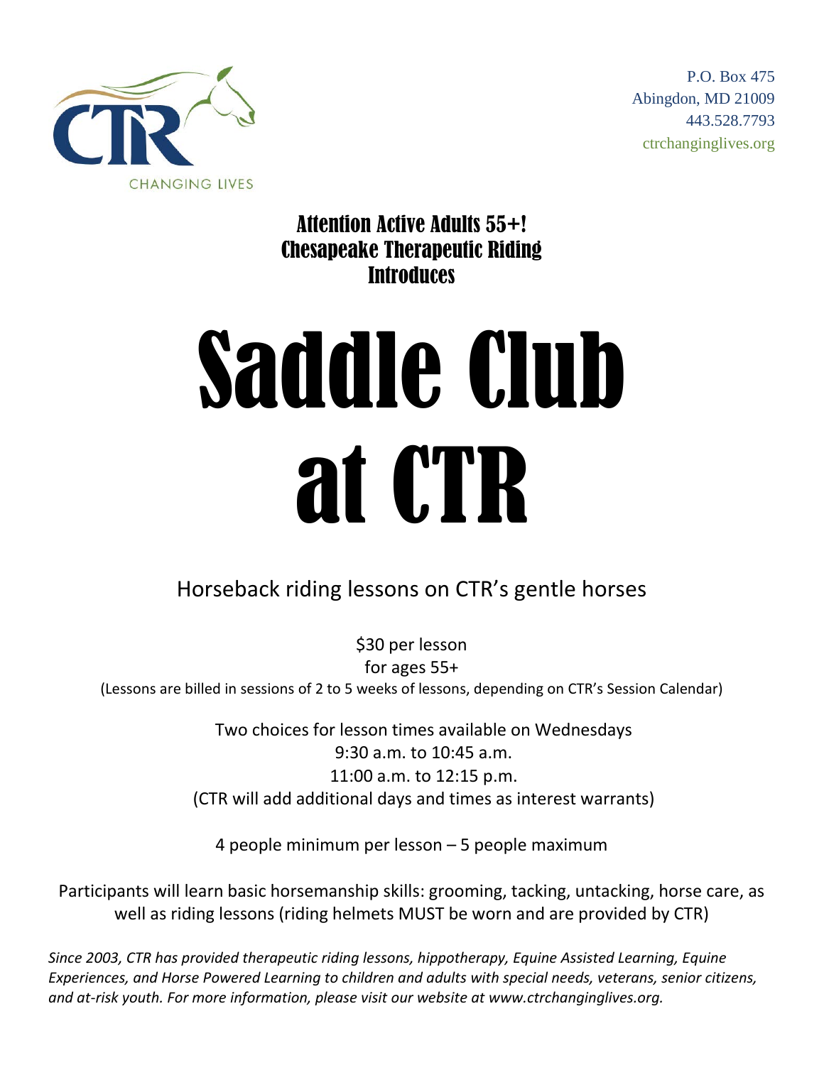CTR
CHANGING LIVES

P.O. Box 475
Abingdon, MD 21009
443.528.7793
ctrchanginglives.org

### Attention Active Adults 55+!
### Chesapeake Therapeutic Riding Introduces

# Saddle Club at CTR

Horseback riding lessons on CTR's gentle horses

$30 per lesson
for ages 55+
(Lessons are billed in sessions of 2 to 5 weeks of lessons, depending on CTR's Session Calendar)

Two choices for lesson times available on Wednesdays
9:30 a.m. to 10:45 a.m.
11:00 a.m. to 12:15 p.m.
(CTR will add additional days and times as interest warrants)

4 people minimum per lesson – 5 people maximum

Participants will learn basic horsemanship skills: grooming, tacking, untacking, horse care, as well as riding lessons (riding helmets MUST be worn and are provided by CTR)

*Since 2003, CTR has provided therapeutic riding lessons, hippotherapy, Equine Assisted Learning, Equine Experiences, and Horse Powered Learning to children and adults with special needs, veterans, senior citizens, and at-risk youth. For more information, please visit our website at www.ctrchanginglives.org.*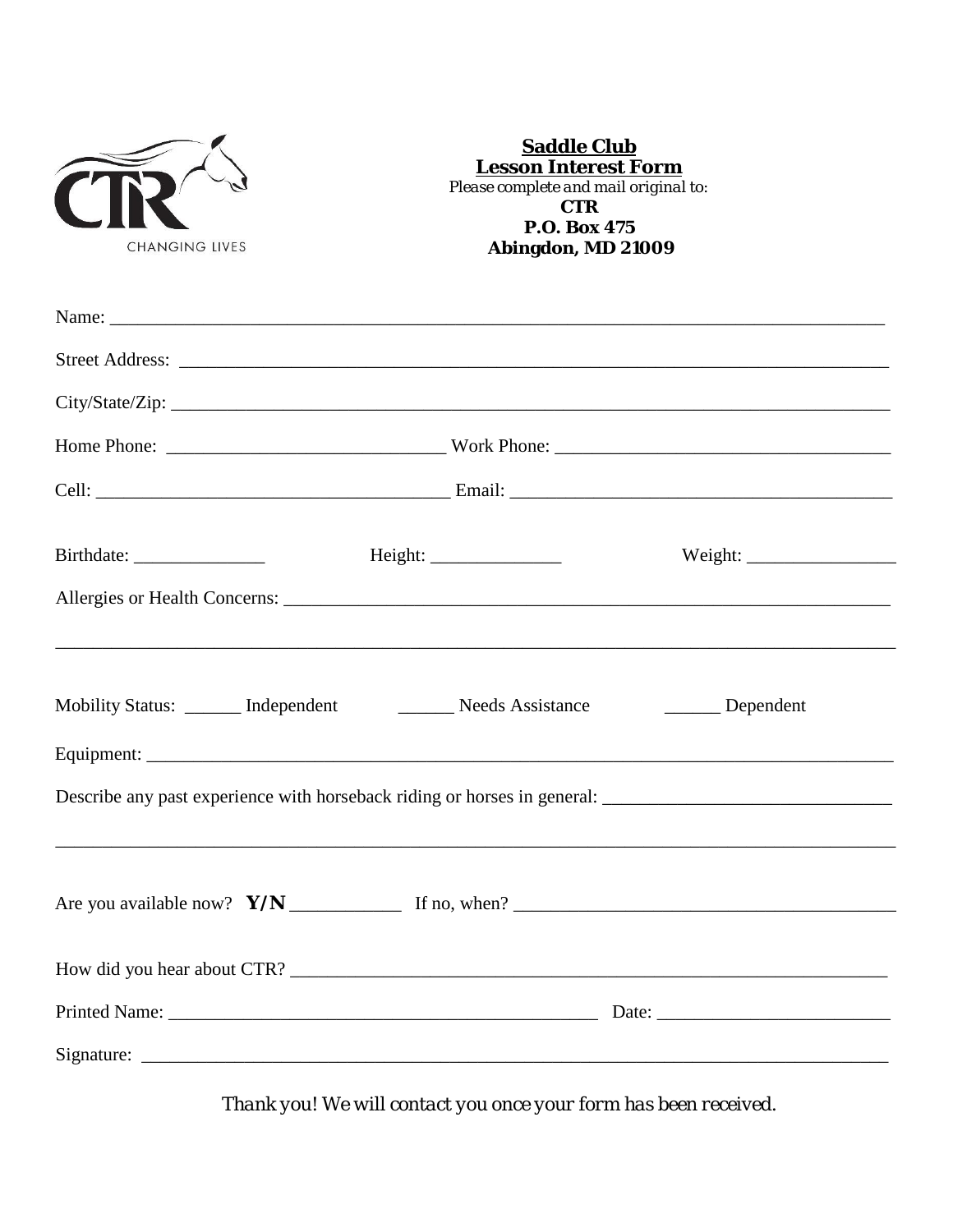CTR
CHANGING LIVES

**Saddle Club**
**Lesson Interest Form**
*Please complete and mail original to:*
**CTR**
**P.O. Box 475**
**Abingdon, MD 21009**

Name: ___________________________________________________________________________________

Street Address: ___________________________________________________________________________

City/State/Zip: ___________________________________________________________________________

Home Phone: _____________________________ Work Phone: ___________________________________

Cell: _____________________________________ Email: _______________________________________

Birthdate: ______________ Height: ______________ Weight: ________________

Allergies or Health Concerns: ________________________________________________________________

_________________________________________________________________________________________

Mobility Status: ______ Independent ______ Needs Assistance ______ Dependent

Equipment: _______________________________________________________________________________

Describe any past experience with horseback riding or horses in general: ______________________________

_________________________________________________________________________________________

Are you available now? **Y/N** ____________ If no, when? _________________________________________

How did you hear about CTR? ______________________________________________________________

Printed Name: _______________________________________________ Date: _________________________

Signature: ________________________________________________________________________________

*Thank you! We will contact you once your form has been received.*